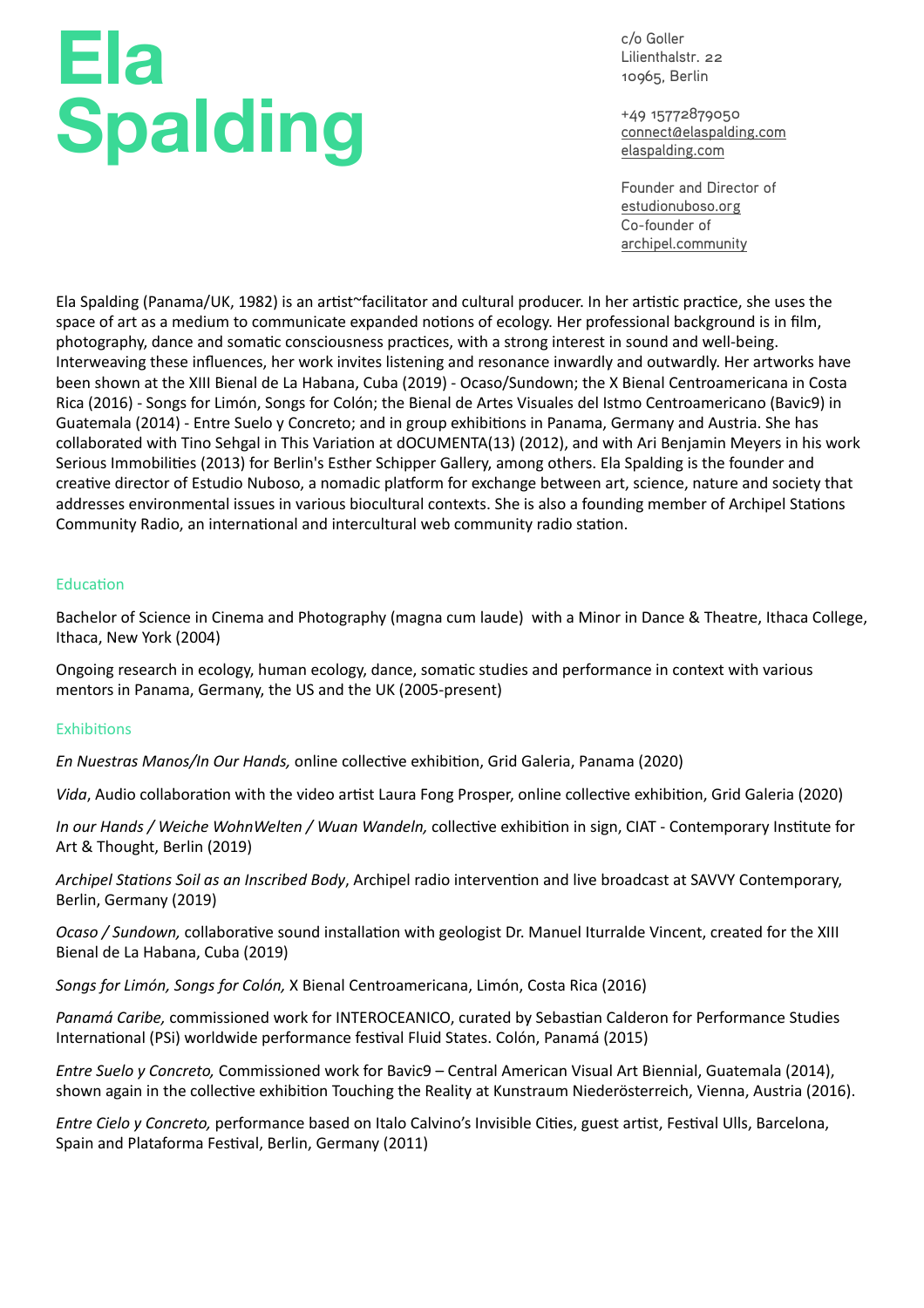# Ela Spalding

c/o Goller
Lilienthalstr. 22
10965, Berlin

+49 15772879050
connect@elaspalding.com
elaspalding.com

Founder and Director of
estudionuboso.org
Co-founder of
archipel.community

Ela Spalding (Panama/UK, 1982) is an artist~facilitator and cultural producer. In her artistic practice, she uses the space of art as a medium to communicate expanded notions of ecology. Her professional background is in film, photography, dance and somatic consciousness practices, with a strong interest in sound and well-being. Interweaving these influences, her work invites listening and resonance inwardly and outwardly. Her artworks have been shown at the XIII Bienal de La Habana, Cuba (2019) - Ocaso/Sundown; the X Bienal Centroamericana in Costa Rica (2016) - Songs for Limón, Songs for Colón; the Bienal de Artes Visuales del Istmo Centroamericano (Bavic9) in Guatemala (2014) - Entre Suelo y Concreto; and in group exhibitions in Panama, Germany and Austria. She has collaborated with Tino Sehgal in This Variation at dOCUMENTA(13) (2012), and with Ari Benjamin Meyers in his work Serious Immobilities (2013) for Berlin's Esther Schipper Gallery, among others. Ela Spalding is the founder and creative director of Estudio Nuboso, a nomadic platform for exchange between art, science, nature and society that addresses environmental issues in various biocultural contexts. She is also a founding member of Archipel Stations Community Radio, an international and intercultural web community radio station.

## Education

Bachelor of Science in Cinema and Photography (magna cum laude) with a Minor in Dance & Theatre, Ithaca College, Ithaca, New York (2004)

Ongoing research in ecology, human ecology, dance, somatic studies and performance in context with various mentors in Panama, Germany, the US and the UK (2005-present)

## Exhibitions

*En Nuestras Manos/In Our Hands,* online collective exhibition, Grid Galeria, Panama (2020)

*Vida*, Audio collaboration with the video artist Laura Fong Prosper, online collective exhibition, Grid Galeria (2020)

*In our Hands / Weiche WohnWelten / Wuan Wandeln,* collective exhibition in sign, CIAT - Contemporary Institute for Art & Thought, Berlin (2019)

*Archipel Stations Soil as an Inscribed Body*, Archipel radio intervention and live broadcast at SAVVY Contemporary, Berlin, Germany (2019)

*Ocaso / Sundown,* collaborative sound installation with geologist Dr. Manuel Iturralde Vincent, created for the XIII Bienal de La Habana, Cuba (2019)

*Songs for Limón, Songs for Colón,* X Bienal Centroamericana, Limón, Costa Rica (2016)

*Panamá Caribe,* commissioned work for INTEROCEANICO, curated by Sebastian Calderon for Performance Studies International (PSi) worldwide performance festival Fluid States. Colón, Panamá (2015)

*Entre Suelo y Concreto,* Commissioned work for Bavic9 – Central American Visual Art Biennial, Guatemala (2014), shown again in the collective exhibition Touching the Reality at Kunstraum Niederösterreich, Vienna, Austria (2016).

*Entre Cielo y Concreto,* performance based on Italo Calvino's Invisible Cities, guest artist, Festival Ulls, Barcelona, Spain and Plataforma Festival, Berlin, Germany (2011)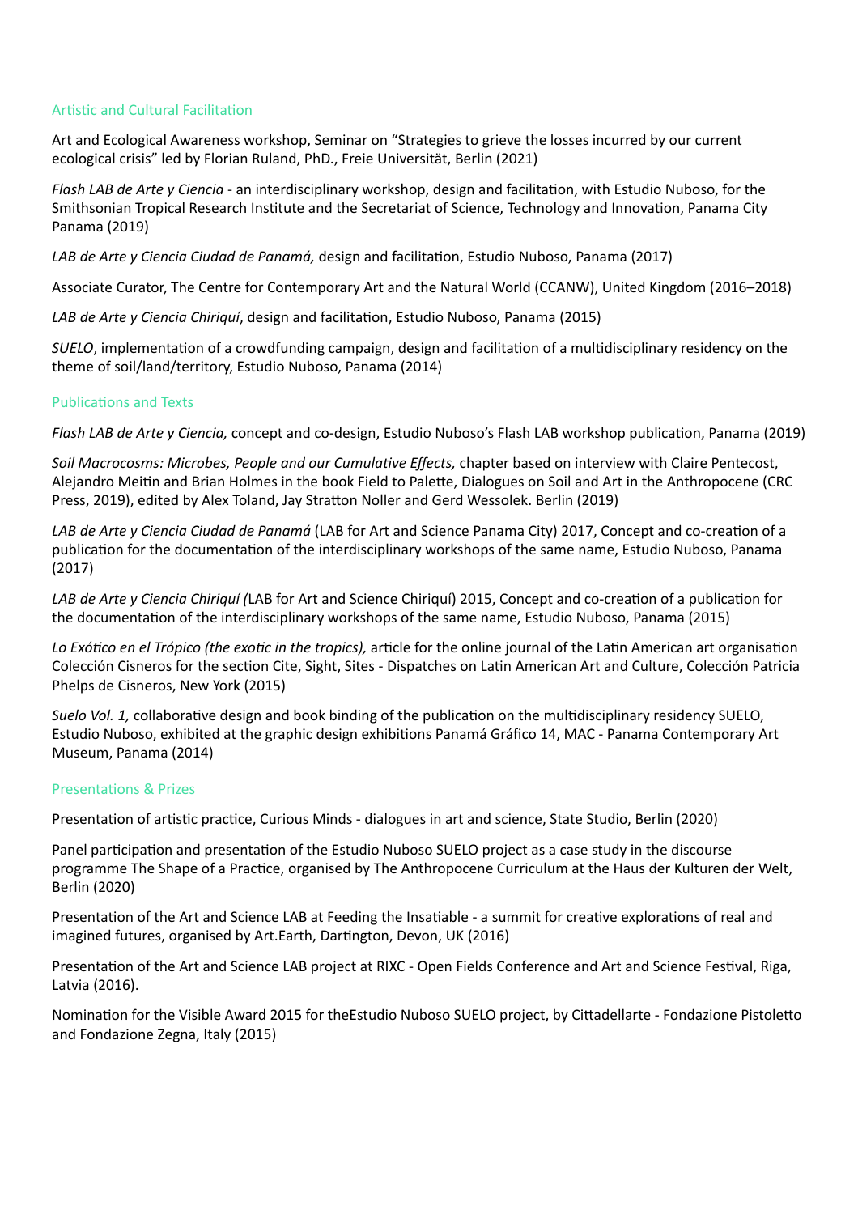## Artistic and Cultural Facilitation

Art and Ecological Awareness workshop, Seminar on "Strategies to grieve the losses incurred by our current ecological crisis" led by Florian Ruland, PhD., Freie Universität, Berlin (2021)

*Flash LAB de Arte y Ciencia* - an interdisciplinary workshop, design and facilitation, with Estudio Nuboso, for the Smithsonian Tropical Research Institute and the Secretariat of Science, Technology and Innovation, Panama City Panama (2019)

*LAB de Arte y Ciencia Ciudad de Panamá,* design and facilitation, Estudio Nuboso, Panama (2017)

Associate Curator, The Centre for Contemporary Art and the Natural World (CCANW), United Kingdom (2016–2018)

*LAB de Arte y Ciencia Chiriquí*, design and facilitation, Estudio Nuboso, Panama (2015)

*SUELO*, implementation of a crowdfunding campaign, design and facilitation of a multidisciplinary residency on the theme of soil/land/territory, Estudio Nuboso, Panama (2014)

## Publications and Texts

*Flash LAB de Arte y Ciencia,* concept and co-design, Estudio Nuboso's Flash LAB workshop publication, Panama (2019)

*Soil Macrocosms: Microbes, People and our Cumulative Effects,* chapter based on interview with Claire Pentecost, Alejandro Meitin and Brian Holmes in the book Field to Palette, Dialogues on Soil and Art in the Anthropocene (CRC Press, 2019), edited by Alex Toland, Jay Stratton Noller and Gerd Wessolek. Berlin (2019)

*LAB de Arte y Ciencia Ciudad de Panamá* (LAB for Art and Science Panama City) 2017, Concept and co-creation of a publication for the documentation of the interdisciplinary workshops of the same name, Estudio Nuboso, Panama (2017)

*LAB de Arte y Ciencia Chiriquí (*LAB for Art and Science Chiriquí) 2015, Concept and co-creation of a publication for the documentation of the interdisciplinary workshops of the same name, Estudio Nuboso, Panama (2015)

*Lo Exótico en el Trópico (the exotic in the tropics),* article for the online journal of the Latin American art organisation Colección Cisneros for the section Cite, Sight, Sites - Dispatches on Latin American Art and Culture, Colección Patricia Phelps de Cisneros, New York (2015)

*Suelo Vol. 1,* collaborative design and book binding of the publication on the multidisciplinary residency SUELO, Estudio Nuboso, exhibited at the graphic design exhibitions Panamá Gráfico 14, MAC - Panama Contemporary Art Museum, Panama (2014)

## Presentations & Prizes

Presentation of artistic practice, Curious Minds - dialogues in art and science, State Studio, Berlin (2020)

Panel participation and presentation of the Estudio Nuboso SUELO project as a case study in the discourse programme The Shape of a Practice, organised by The Anthropocene Curriculum at the Haus der Kulturen der Welt, Berlin (2020)

Presentation of the Art and Science LAB at Feeding the Insatiable - a summit for creative explorations of real and imagined futures, organised by Art.Earth, Dartington, Devon, UK (2016)

Presentation of the Art and Science LAB project at RIXC - Open Fields Conference and Art and Science Festival, Riga, Latvia (2016).

Nomination for the Visible Award 2015 for theEstudio Nuboso SUELO project, by Cittadellarte - Fondazione Pistoletto and Fondazione Zegna, Italy (2015)